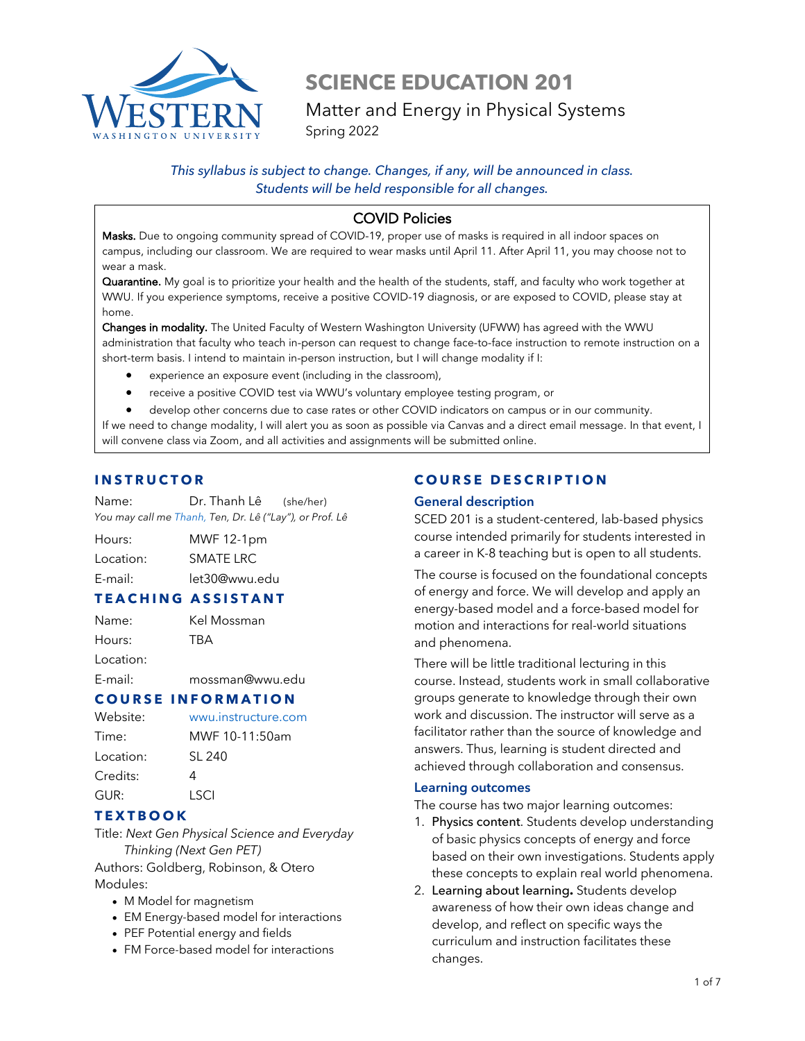# SCIENCE EDUCATION 201

Matter and Energy in Physical Systems

Spring 2022

*This syllabus is subject to change. Changes, if any, will be announced in class. Students will be held responsible for all changes.*

## COVID Policies

**Masks.** Due to ongoing community spread of COVID-19, proper use of masks is required in all indoor spaces on campus, including our classroom. We are required to wear masks until April 11. After April 11, you may choose not to wear a mask.

**Quarantine.** My goal is to prioritize your health and the health of the students, staff, and faculty who work together at WWU. If you experience symptoms, receive a positive COVID-19 diagnosis, or are exposed to COVID, please stay at home.

**Changes in modality.** The United Faculty of Western Washington University (UFWW) has agreed with the WWU administration that faculty who teach in-person can request to change face-to-face instruction to remote instruction on a short-term basis. I intend to maintain in-person instruction, but I will change modality if I:

- experience an exposure event (including in the classroom),
- receive a positive COVID test via WWU's voluntary employee testing program, or
- develop other concerns due to case rates or other COVID indicators on campus or in our community.

If we need to change modality, I will alert you as soon as possible via Canvas and a direct email message. In that event, I will convene class via Zoom, and all activities and assignments will be submitted online.

## INSTRUCTOR

Name: Dr. Thanh Lê (she/her)

*You may call me Thanh, Ten, Dr. Lê ("Lay"), or Prof. Lê*

Hours: MWF 12-1pm

Location: SMATE LRC

E-mail: let30@wwu.edu

## TEACHING ASSISTANT

Name: Kel Mossman

Hours: TBA

Location:

E-mail: mossman@wwu.edu

## COURSE INFORMATION

Website: wwu.instructure.com

Time: MWF 10-11:50am

Location: SL 240

Credits: 4

GUR: LSCI

## TEXTBOOK

Title: *Next Gen Physical Science and Everyday Thinking (Next Gen PET)*

Authors: Goldberg, Robinson, & Otero

Modules:

- M Model for magnetism
- EM Energy-based model for interactions
- PEF Potential energy and fields
- FM Force-based model for interactions

## COURSE DESCRIPTION

### General description

SCED 201 is a student-centered, lab-based physics course intended primarily for students interested in a career in K-8 teaching but is open to all students.

The course is focused on the foundational concepts of energy and force. We will develop and apply an energy-based model and a force-based model for motion and interactions for real-world situations and phenomena.

There will be little traditional lecturing in this course. Instead, students work in small collaborative groups generate to knowledge through their own work and discussion. The instructor will serve as a facilitator rather than the source of knowledge and answers. Thus, learning is student directed and achieved through collaboration and consensus.

### Learning outcomes

The course has two major learning outcomes:

1. **Physics content**. Students develop understanding of basic physics concepts of energy and force based on their own investigations. Students apply these concepts to explain real world phenomena.
2. **Learning about learning.** Students develop awareness of how their own ideas change and develop, and reflect on specific ways the curriculum and instruction facilitates these changes.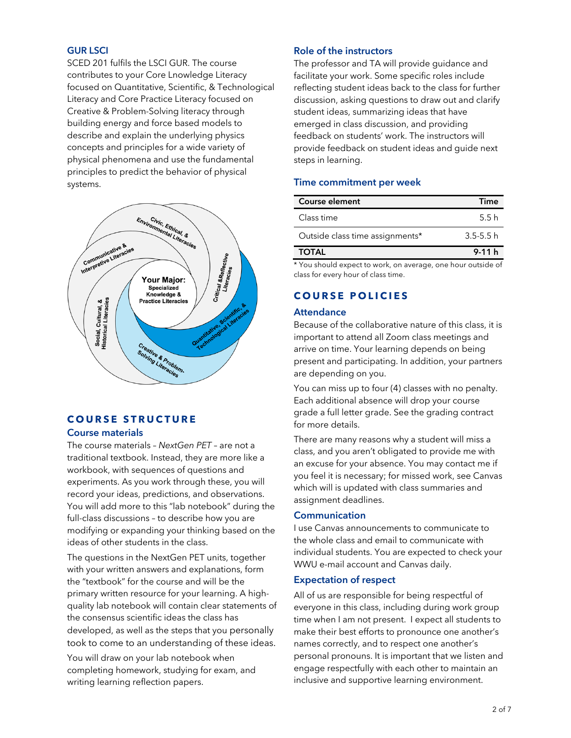### GUR LSCI

SCED 201 fulfils the LSCI GUR. The course contributes to your Core Lnowledge Literacy focused on Quantitative, Scientific, & Technological Literacy and Core Practice Literacy focused on Creative & Problem-Solving literacy through building energy and force based models to describe and explain the underlying physics concepts and principles for a wide variety of physical phenomena and use the fundamental principles to predict the behavior of physical systems.

## COURSE STRUCTURE

### Course materials

The course materials – *NextGen PET* – are not a traditional textbook. Instead, they are more like a workbook, with sequences of questions and experiments. As you work through these, you will record your ideas, predictions, and observations. You will add more to this "lab notebook" during the full-class discussions – to describe how you are modifying or expanding your thinking based on the ideas of other students in the class.

The questions in the NextGen PET units, together with your written answers and explanations, form the "textbook" for the course and will be the primary written resource for your learning. A high-quality lab notebook will contain clear statements of the consensus scientific ideas the class has developed, as well as the steps that you personally took to come to an understanding of these ideas.

You will draw on your lab notebook when completing homework, studying for exam, and writing learning reflection papers.

### Role of the instructors

The professor and TA will provide guidance and facilitate your work. Some specific roles include reflecting student ideas back to the class for further discussion, asking questions to draw out and clarify student ideas, summarizing ideas that have emerged in class discussion, and providing feedback on students' work. The instructors will provide feedback on student ideas and guide next steps in learning.

### Time commitment per week

| Course element | Time |
|---|---|
| Class time | 5.5 h |
| Outside class time assignments* | 3.5-5.5 h |
| **TOTAL** | **9-11 h** |

\* You should expect to work, on average, one hour outside of class for every hour of class time.

## COURSE POLICIES

### Attendance

Because of the collaborative nature of this class, it is important to attend all Zoom class meetings and arrive on time. Your learning depends on being present and participating. In addition, your partners are depending on you.

You can miss up to four (4) classes with no penalty. Each additional absence will drop your course grade a full letter grade. See the grading contract for more details.

There are many reasons why a student will miss a class, and you aren't obligated to provide me with an excuse for your absence. You may contact me if you feel it is necessary; for missed work, see Canvas which will is updated with class summaries and assignment deadlines.

### Communication

I use Canvas announcements to communicate to the whole class and email to communicate with individual students. You are expected to check your WWU e-mail account and Canvas daily.

### Expectation of respect

All of us are responsible for being respectful of everyone in this class, including during work group time when I am not present. I expect all students to make their best efforts to pronounce one another's names correctly, and to respect one another's personal pronouns. It is important that we listen and engage respectfully with each other to maintain an inclusive and supportive learning environment.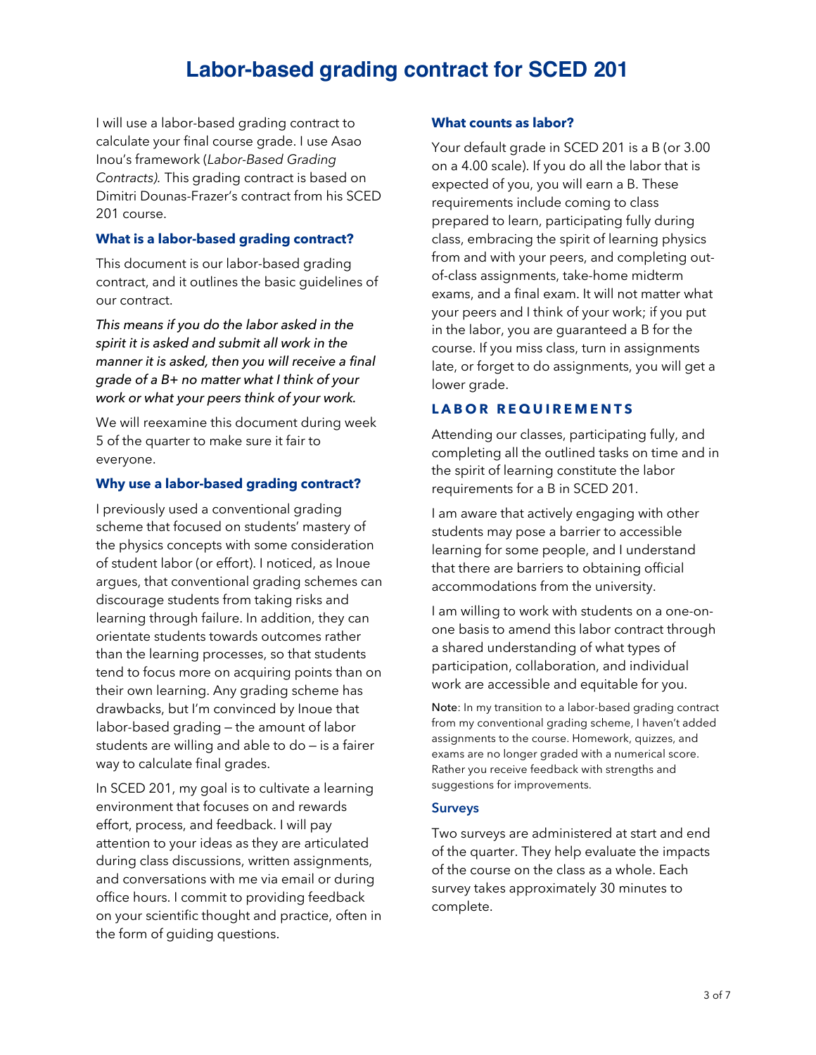# Labor-based grading contract for SCED 201

I will use a labor-based grading contract to calculate your final course grade. I use Asao Inou's framework (*Labor-Based Grading Contracts).* This grading contract is based on Dimitri Dounas-Frazer's contract from his SCED 201 course.

### What is a labor-based grading contract?

This document is our labor-based grading contract, and it outlines the basic guidelines of our contract.

*This means if you do the labor asked in the spirit it is asked and submit all work in the manner it is asked, then you will receive a final grade of a B+ no matter what I think of your work or what your peers think of your work.*

We will reexamine this document during week 5 of the quarter to make sure it fair to everyone.

### Why use a labor-based grading contract?

I previously used a conventional grading scheme that focused on students' mastery of the physics concepts with some consideration of student labor (or effort). I noticed, as Inoue argues, that conventional grading schemes can discourage students from taking risks and learning through failure. In addition, they can orientate students towards outcomes rather than the learning processes, so that students tend to focus more on acquiring points than on their own learning. Any grading scheme has drawbacks, but I'm convinced by Inoue that labor-based grading — the amount of labor students are willing and able to do — is a fairer way to calculate final grades.

In SCED 201, my goal is to cultivate a learning environment that focuses on and rewards effort, process, and feedback. I will pay attention to your ideas as they are articulated during class discussions, written assignments, and conversations with me via email or during office hours. I commit to providing feedback on your scientific thought and practice, often in the form of guiding questions.

### What counts as labor?

Your default grade in SCED 201 is a B (or 3.00 on a 4.00 scale). If you do all the labor that is expected of you, you will earn a B. These requirements include coming to class prepared to learn, participating fully during class, embracing the spirit of learning physics from and with your peers, and completing out-of-class assignments, take-home midterm exams, and a final exam. It will not matter what your peers and I think of your work; if you put in the labor, you are guaranteed a B for the course. If you miss class, turn in assignments late, or forget to do assignments, you will get a lower grade.

## LABOR REQUIREMENTS

Attending our classes, participating fully, and completing all the outlined tasks on time and in the spirit of learning constitute the labor requirements for a B in SCED 201.

I am aware that actively engaging with other students may pose a barrier to accessible learning for some people, and I understand that there are barriers to obtaining official accommodations from the university.

I am willing to work with students on a one-on-one basis to amend this labor contract through a shared understanding of what types of participation, collaboration, and individual work are accessible and equitable for you.

Note: In my transition to a labor-based grading contract from my conventional grading scheme, I haven't added assignments to the course. Homework, quizzes, and exams are no longer graded with a numerical score. Rather you receive feedback with strengths and suggestions for improvements.

### Surveys

Two surveys are administered at start and end of the quarter. They help evaluate the impacts of the course on the class as a whole. Each survey takes approximately 30 minutes to complete.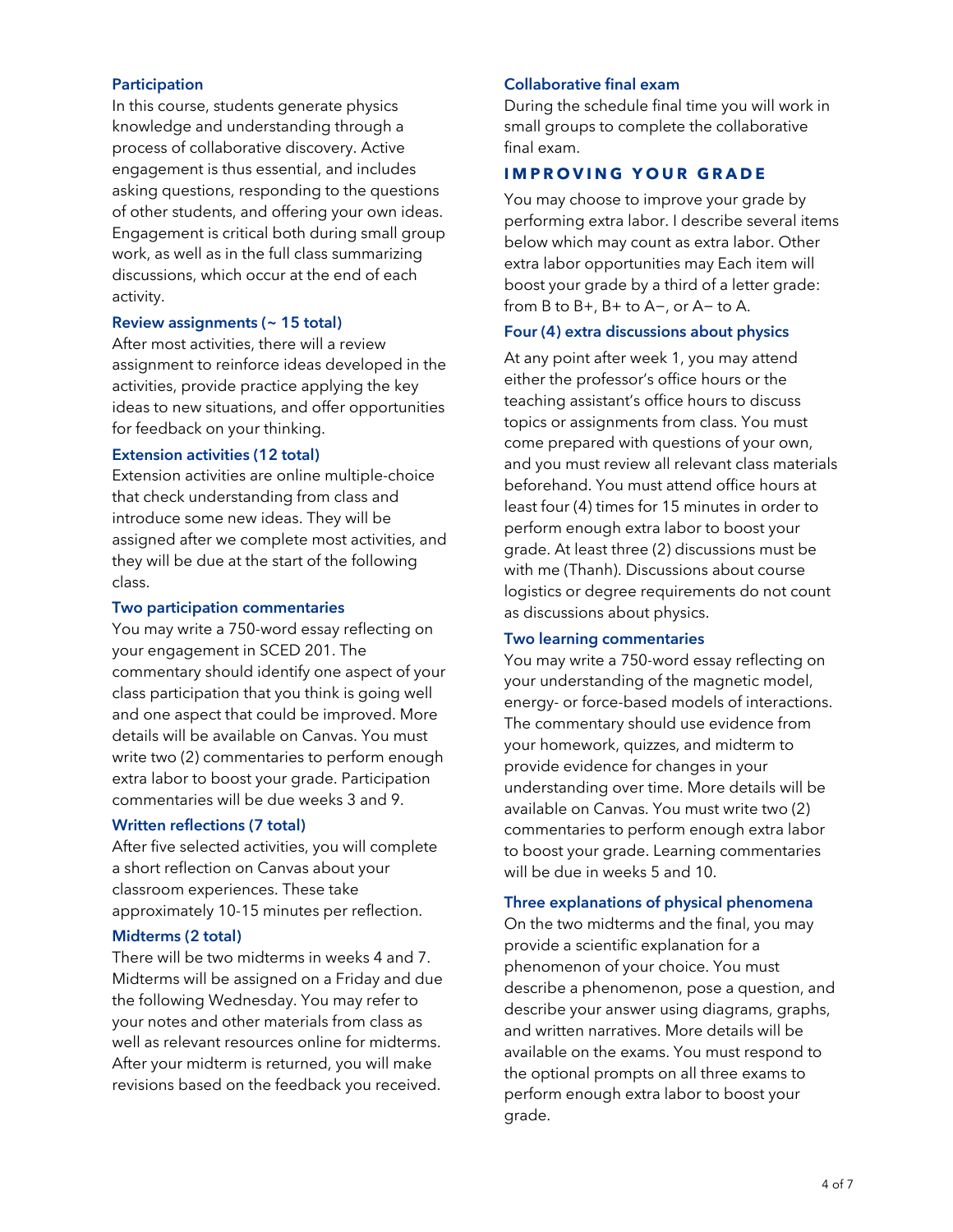### Participation

In this course, students generate physics knowledge and understanding through a process of collaborative discovery. Active engagement is thus essential, and includes asking questions, responding to the questions of other students, and offering your own ideas. Engagement is critical both during small group work, as well as in the full class summarizing discussions, which occur at the end of each activity.

### Review assignments (~ 15 total)

After most activities, there will a review assignment to reinforce ideas developed in the activities, provide practice applying the key ideas to new situations, and offer opportunities for feedback on your thinking.

### Extension activities (12 total)

Extension activities are online multiple-choice that check understanding from class and introduce some new ideas. They will be assigned after we complete most activities, and they will be due at the start of the following class.

### Two participation commentaries

You may write a 750-word essay reflecting on your engagement in SCED 201. The commentary should identify one aspect of your class participation that you think is going well and one aspect that could be improved. More details will be available on Canvas. You must write two (2) commentaries to perform enough extra labor to boost your grade. Participation commentaries will be due weeks 3 and 9.

### Written reflections (7 total)

After five selected activities, you will complete a short reflection on Canvas about your classroom experiences. These take approximately 10-15 minutes per reflection.

### Midterms (2 total)

There will be two midterms in weeks 4 and 7. Midterms will be assigned on a Friday and due the following Wednesday. You may refer to your notes and other materials from class as well as relevant resources online for midterms. After your midterm is returned, you will make revisions based on the feedback you received.

### Collaborative final exam

During the schedule final time you will work in small groups to complete the collaborative final exam.

## IMPROVING YOUR GRADE

You may choose to improve your grade by performing extra labor. I describe several items below which may count as extra labor. Other extra labor opportunities may Each item will boost your grade by a third of a letter grade: from B to B+, B+ to A−, or A− to A.

### Four (4) extra discussions about physics

At any point after week 1, you may attend either the professor's office hours or the teaching assistant's office hours to discuss topics or assignments from class. You must come prepared with questions of your own, and you must review all relevant class materials beforehand. You must attend office hours at least four (4) times for 15 minutes in order to perform enough extra labor to boost your grade. At least three (2) discussions must be with me (Thanh). Discussions about course logistics or degree requirements do not count as discussions about physics.

### Two learning commentaries

You may write a 750-word essay reflecting on your understanding of the magnetic model, energy- or force-based models of interactions. The commentary should use evidence from your homework, quizzes, and midterm to provide evidence for changes in your understanding over time. More details will be available on Canvas. You must write two (2) commentaries to perform enough extra labor to boost your grade. Learning commentaries will be due in weeks 5 and 10.

### Three explanations of physical phenomena

On the two midterms and the final, you may provide a scientific explanation for a phenomenon of your choice. You must describe a phenomenon, pose a question, and describe your answer using diagrams, graphs, and written narratives. More details will be available on the exams. You must respond to the optional prompts on all three exams to perform enough extra labor to boost your grade.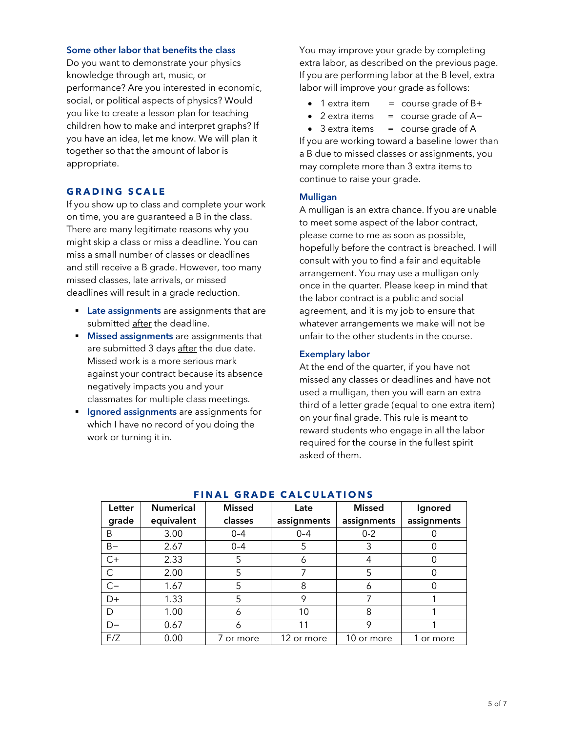### Some other labor that benefits the class

Do you want to demonstrate your physics knowledge through art, music, or performance? Are you interested in economic, social, or political aspects of physics? Would you like to create a lesson plan for teaching children how to make and interpret graphs? If you have an idea, let me know. We will plan it together so that the amount of labor is appropriate.

## GRADING SCALE

If you show up to class and complete your work on time, you are guaranteed a B in the class. There are many legitimate reasons why you might skip a class or miss a deadline. You can miss a small number of classes or deadlines and still receive a B grade. However, too many missed classes, late arrivals, or missed deadlines will result in a grade reduction.

- **Late assignments** are assignments that are submitted <u>after</u> the deadline.
- **Missed assignments** are assignments that are submitted 3 days <u>after</u> the due date. Missed work is a more serious mark against your contract because its absence negatively impacts you and your classmates for multiple class meetings.
- **Ignored assignments** are assignments for which I have no record of you doing the work or turning it in.

You may improve your grade by completing extra labor, as described on the previous page. If you are performing labor at the B level, extra labor will improve your grade as follows:

- 1 extra item = course grade of B+
- 2 extra items = course grade of A−
- 3 extra items = course grade of A

If you are working toward a baseline lower than a B due to missed classes or assignments, you may complete more than 3 extra items to continue to raise your grade.

### Mulligan

A mulligan is an extra chance. If you are unable to meet some aspect of the labor contract, please come to me as soon as possible, hopefully before the contract is breached. I will consult with you to find a fair and equitable arrangement. You may use a mulligan only once in the quarter. Please keep in mind that the labor contract is a public and social agreement, and it is my job to ensure that whatever arrangements we make will not be unfair to the other students in the course.

### Exemplary labor

At the end of the quarter, if you have not missed any classes or deadlines and have not used a mulligan, then you will earn an extra third of a letter grade (equal to one extra item) on your final grade. This rule is meant to reward students who engage in all the labor required for the course in the fullest spirit asked of them.

## FINAL GRADE CALCULATIONS

| Letter grade | Numerical equivalent | Missed classes | Late assignments | Missed assignments | Ignored assignments |
|---|---|---|---|---|---|
| B | 3.00 | 0–4 | 0–4 | 0–2 | 0 |
| B− | 2.67 | 0–4 | 5 | 3 | 0 |
| C+ | 2.33 | 5 | 6 | 4 | 0 |
| C | 2.00 | 5 | 7 | 5 | 0 |
| C− | 1.67 | 5 | 8 | 6 | 0 |
| D+ | 1.33 | 5 | 9 | 7 | 1 |
| D | 1.00 | 6 | 10 | 8 | 1 |
| D− | 0.67 | 6 | 11 | 9 | 1 |
| F/Z | 0.00 | 7 or more | 12 or more | 10 or more | 1 or more |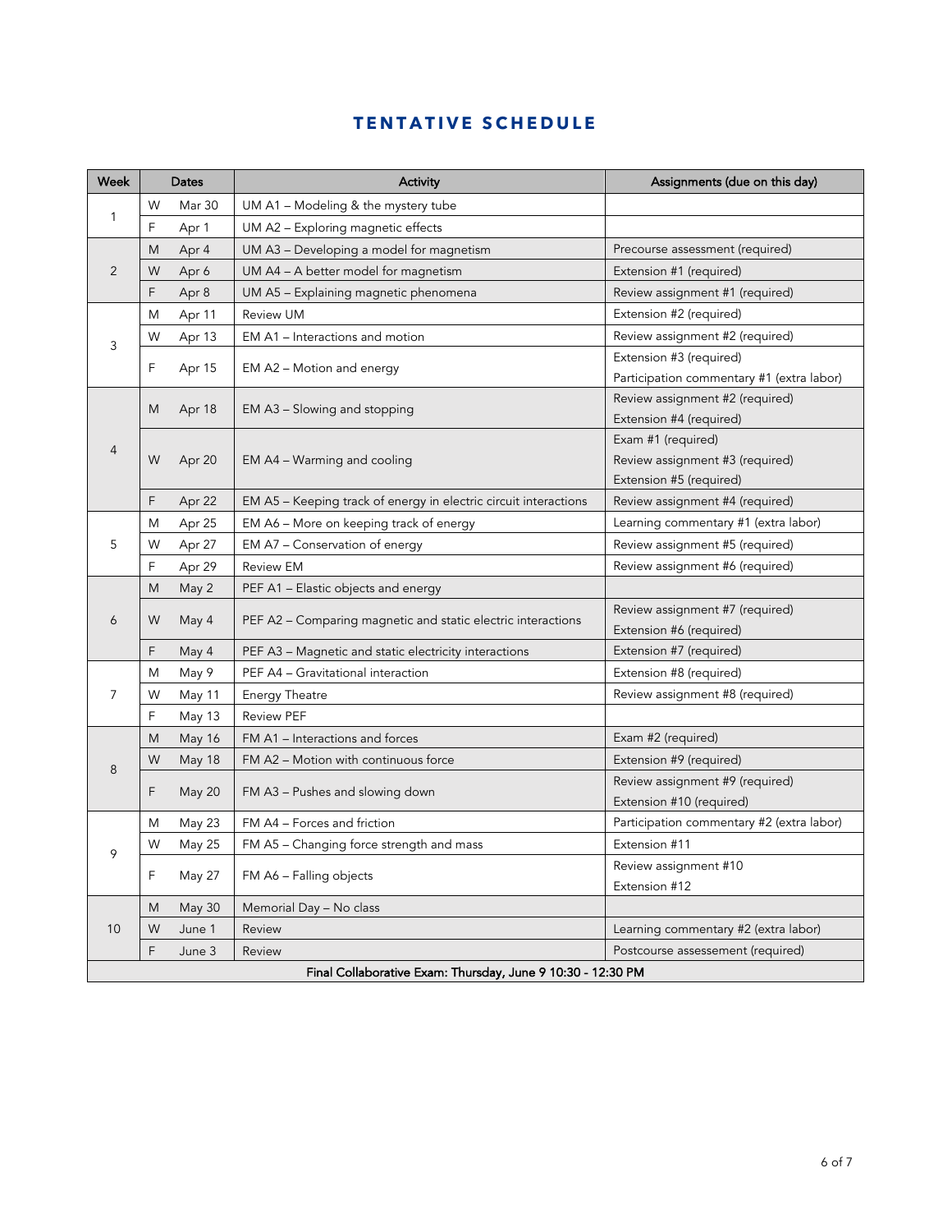## TENTATIVE SCHEDULE

| Week | Day | Date | Activity | Assignments (due on this day) |
|---|---|---|---|---|
| 1 | W | Mar 30 | UM A1 – Modeling & the mystery tube | |
| | F | Apr 1 | UM A2 – Exploring magnetic effects | |
| 2 | M | Apr 4 | UM A3 – Developing a model for magnetism | Precourse assessment (required) |
| | W | Apr 6 | UM A4 – A better model for magnetism | Extension #1 (required) |
| | F | Apr 8 | UM A5 – Explaining magnetic phenomena | Review assignment #1 (required) |
| 3 | M | Apr 11 | Review UM | Extension #2 (required) |
| | W | Apr 13 | EM A1 – Interactions and motion | Review assignment #2 (required) |
| | F | Apr 15 | EM A2 – Motion and energy | Extension #3 (required)<br>Participation commentary #1 (extra labor) |
| 4 | M | Apr 18 | EM A3 – Slowing and stopping | Review assignment #2 (required)<br>Extension #4 (required) |
| | W | Apr 20 | EM A4 – Warming and cooling | Exam #1 (required)<br>Review assignment #3 (required)<br>Extension #5 (required) |
| | F | Apr 22 | EM A5 – Keeping track of energy in electric circuit interactions | Review assignment #4 (required) |
| 5 | M | Apr 25 | EM A6 – More on keeping track of energy | Learning commentary #1 (extra labor) |
| | W | Apr 27 | EM A7 – Conservation of energy | Review assignment #5 (required) |
| | F | Apr 29 | Review EM | Review assignment #6 (required) |
| 6 | M | May 2 | PEF A1 – Elastic objects and energy | |
| | W | May 4 | PEF A2 – Comparing magnetic and static electric interactions | Review assignment #7 (required)<br>Extension #6 (required) |
| | F | May 4 | PEF A3 – Magnetic and static electricity interactions | Extension #7 (required) |
| 7 | M | May 9 | PEF A4 – Gravitational interaction | Extension #8 (required) |
| | W | May 11 | Energy Theatre | Review assignment #8 (required) |
| | F | May 13 | Review PEF | |
| 8 | M | May 16 | FM A1 – Interactions and forces | Exam #2 (required) |
| | W | May 18 | FM A2 – Motion with continuous force | Extension #9 (required) |
| | F | May 20 | FM A3 – Pushes and slowing down | Review assignment #9 (required)<br>Extension #10 (required) |
| 9 | M | May 23 | FM A4 – Forces and friction | Participation commentary #2 (extra labor) |
| | W | May 25 | FM A5 – Changing force strength and mass | Extension #11 |
| | F | May 27 | FM A6 – Falling objects | Review assignment #10<br>Extension #12 |
| 10 | M | May 30 | Memorial Day – No class | |
| | W | June 1 | Review | Learning commentary #2 (extra labor) |
| | F | June 3 | Review | Postcourse assessement (required) |
| **Final Collaborative Exam: Thursday, June 9 10:30 - 12:30 PM** | | | | |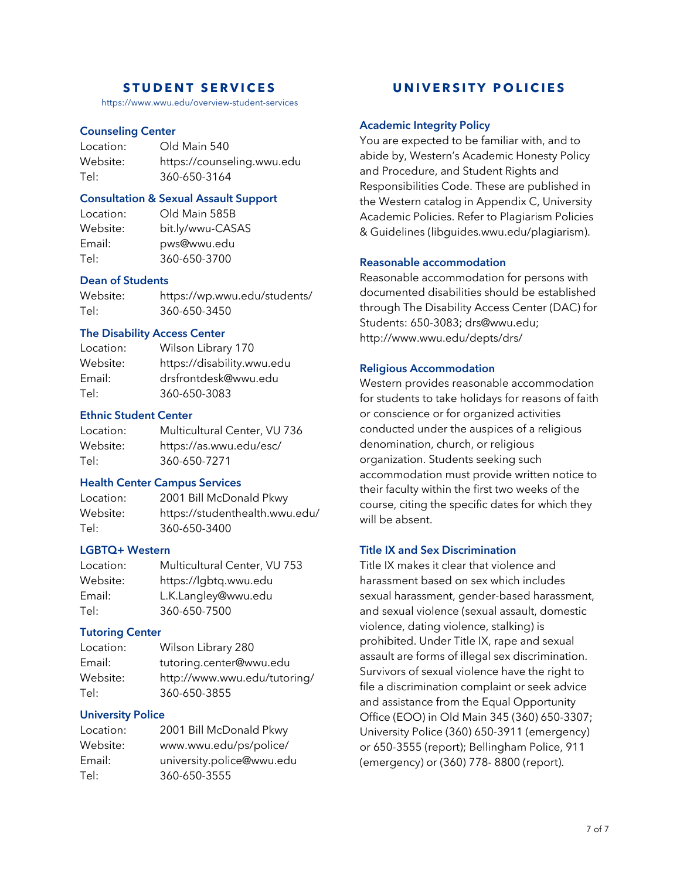## STUDENT SERVICES

https://www.wwu.edu/overview-student-services

### Counseling Center

| | |
|---|---|
| Location: | Old Main 540 |
| Website: | https://counseling.wwu.edu |
| Tel: | 360-650-3164 |

### Consultation & Sexual Assault Support

| | |
|---|---|
| Location: | Old Main 585B |
| Website: | bit.ly/wwu-CASAS |
| Email: | pws@wwu.edu |
| Tel: | 360-650-3700 |

### Dean of Students

| | |
|---|---|
| Website: | https://wp.wwu.edu/students/ |
| Tel: | 360-650-3450 |

### The Disability Access Center

| | |
|---|---|
| Location: | Wilson Library 170 |
| Website: | https://disability.wwu.edu |
| Email: | drsfrontdesk@wwu.edu |
| Tel: | 360-650-3083 |

### Ethnic Student Center

| | |
|---|---|
| Location: | Multicultural Center, VU 736 |
| Website: | https://as.wwu.edu/esc/ |
| Tel: | 360-650-7271 |

### Health Center Campus Services

| | |
|---|---|
| Location: | 2001 Bill McDonald Pkwy |
| Website: | https://studenthealth.wwu.edu/ |
| Tel: | 360-650-3400 |

### LGBTQ+ Western

| | |
|---|---|
| Location: | Multicultural Center, VU 753 |
| Website: | https://lgbtq.wwu.edu |
| Email: | L.K.Langley@wwu.edu |
| Tel: | 360-650-7500 |

### Tutoring Center

| | |
|---|---|
| Location: | Wilson Library 280 |
| Email: | tutoring.center@wwu.edu |
| Website: | http://www.wwu.edu/tutoring/ |
| Tel: | 360-650-3855 |

### University Police

| | |
|---|---|
| Location: | 2001 Bill McDonald Pkwy |
| Website: | www.wwu.edu/ps/police/ |
| Email: | university.police@wwu.edu |
| Tel: | 360-650-3555 |

## UNIVERSITY POLICIES

### Academic Integrity Policy

You are expected to be familiar with, and to abide by, Western's Academic Honesty Policy and Procedure, and Student Rights and Responsibilities Code. These are published in the Western catalog in Appendix C, University Academic Policies. Refer to Plagiarism Policies & Guidelines (libguides.wwu.edu/plagiarism).

### Reasonable accommodation

Reasonable accommodation for persons with documented disabilities should be established through The Disability Access Center (DAC) for Students: 650-3083; drs@wwu.edu; http://www.wwu.edu/depts/drs/

### Religious Accommodation

Western provides reasonable accommodation for students to take holidays for reasons of faith or conscience or for organized activities conducted under the auspices of a religious denomination, church, or religious organization. Students seeking such accommodation must provide written notice to their faculty within the first two weeks of the course, citing the specific dates for which they will be absent.

### Title IX and Sex Discrimination

Title IX makes it clear that violence and harassment based on sex which includes sexual harassment, gender-based harassment, and sexual violence (sexual assault, domestic violence, dating violence, stalking) is prohibited. Under Title IX, rape and sexual assault are forms of illegal sex discrimination. Survivors of sexual violence have the right to file a discrimination complaint or seek advice and assistance from the Equal Opportunity Office (EOO) in Old Main 345 (360) 650-3307; University Police (360) 650-3911 (emergency) or 650-3555 (report); Bellingham Police, 911 (emergency) or (360) 778- 8800 (report).